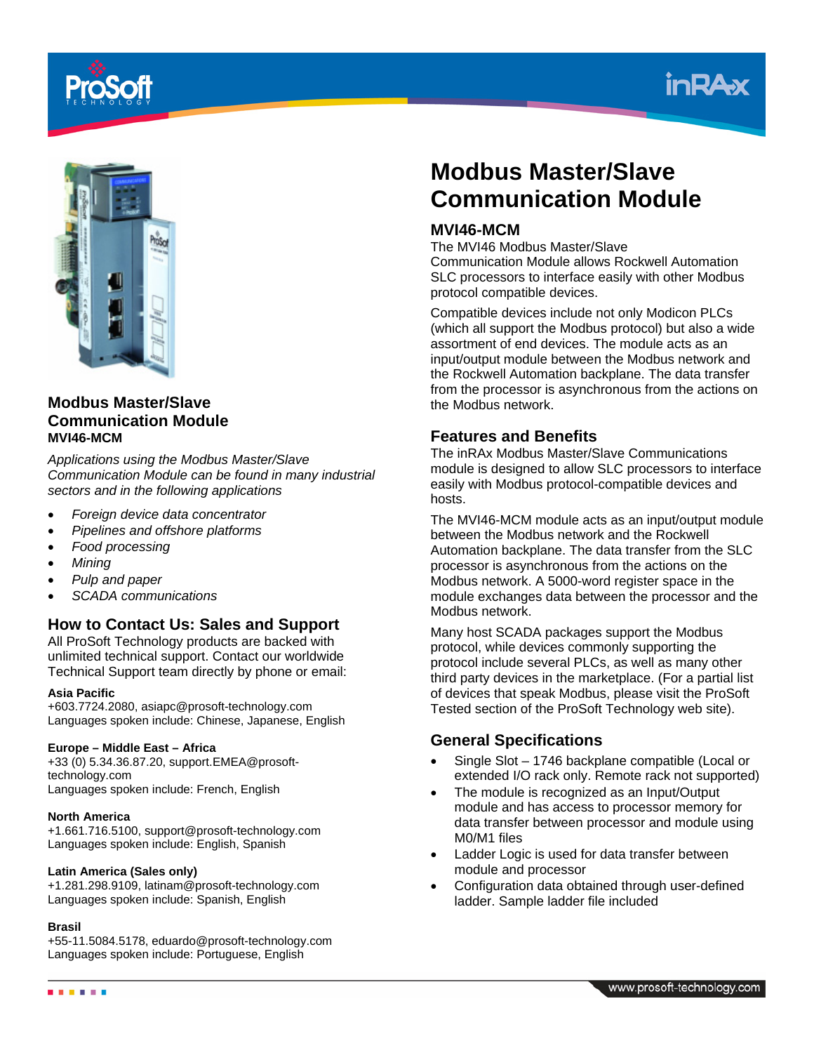## Modbus Master/Slave Communication Module

**MVI46-MCM**

*Applications using the Modbus Master/Slave Communication Module can be found in many industrial sectors and in the following applications*

- *Foreign device data concentrator*
- *Pipelines and offshore platforms*
- *Food processing*
- *Mining*
- *Pulp and paper*
- *SCADA communications*

## How to Contact Us: Sales and Support

All ProSoft Technology products are backed with unlimited technical support. Contact our worldwide Technical Support team directly by phone or email:

**Asia Pacific**
+603.7724.2080, asiapc@prosoft-technology.com
Languages spoken include: Chinese, Japanese, English

**Europe – Middle East – Africa**
+33 (0) 5.34.36.87.20, support.EMEA@prosoft-technology.com
Languages spoken include: French, English

**North America**
+1.661.716.5100, support@prosoft-technology.com
Languages spoken include: English, Spanish

**Latin America (Sales only)**
+1.281.298.9109, latinam@prosoft-technology.com
Languages spoken include: Spanish, English

**Brasil**
+55-11.5084.5178, eduardo@prosoft-technology.com
Languages spoken include: Portuguese, English

# Modbus Master/Slave Communication Module

### MVI46-MCM

The MVI46 Modbus Master/Slave Communication Module allows Rockwell Automation SLC processors to interface easily with other Modbus protocol compatible devices.

Compatible devices include not only Modicon PLCs (which all support the Modbus protocol) but also a wide assortment of end devices. The module acts as an input/output module between the Modbus network and the Rockwell Automation backplane. The data transfer from the processor is asynchronous from the actions on the Modbus network.

## Features and Benefits

The inRAx Modbus Master/Slave Communications module is designed to allow SLC processors to interface easily with Modbus protocol-compatible devices and hosts.

The MVI46-MCM module acts as an input/output module between the Modbus network and the Rockwell Automation backplane. The data transfer from the SLC processor is asynchronous from the actions on the Modbus network. A 5000-word register space in the module exchanges data between the processor and the Modbus network.

Many host SCADA packages support the Modbus protocol, while devices commonly supporting the protocol include several PLCs, as well as many other third party devices in the marketplace. (For a partial list of devices that speak Modbus, please visit the ProSoft Tested section of the ProSoft Technology web site).

## General Specifications

- Single Slot – 1746 backplane compatible (Local or extended I/O rack only. Remote rack not supported)
- The module is recognized as an Input/Output module and has access to processor memory for data transfer between processor and module using M0/M1 files
- Ladder Logic is used for data transfer between module and processor
- Configuration data obtained through user-defined ladder. Sample ladder file included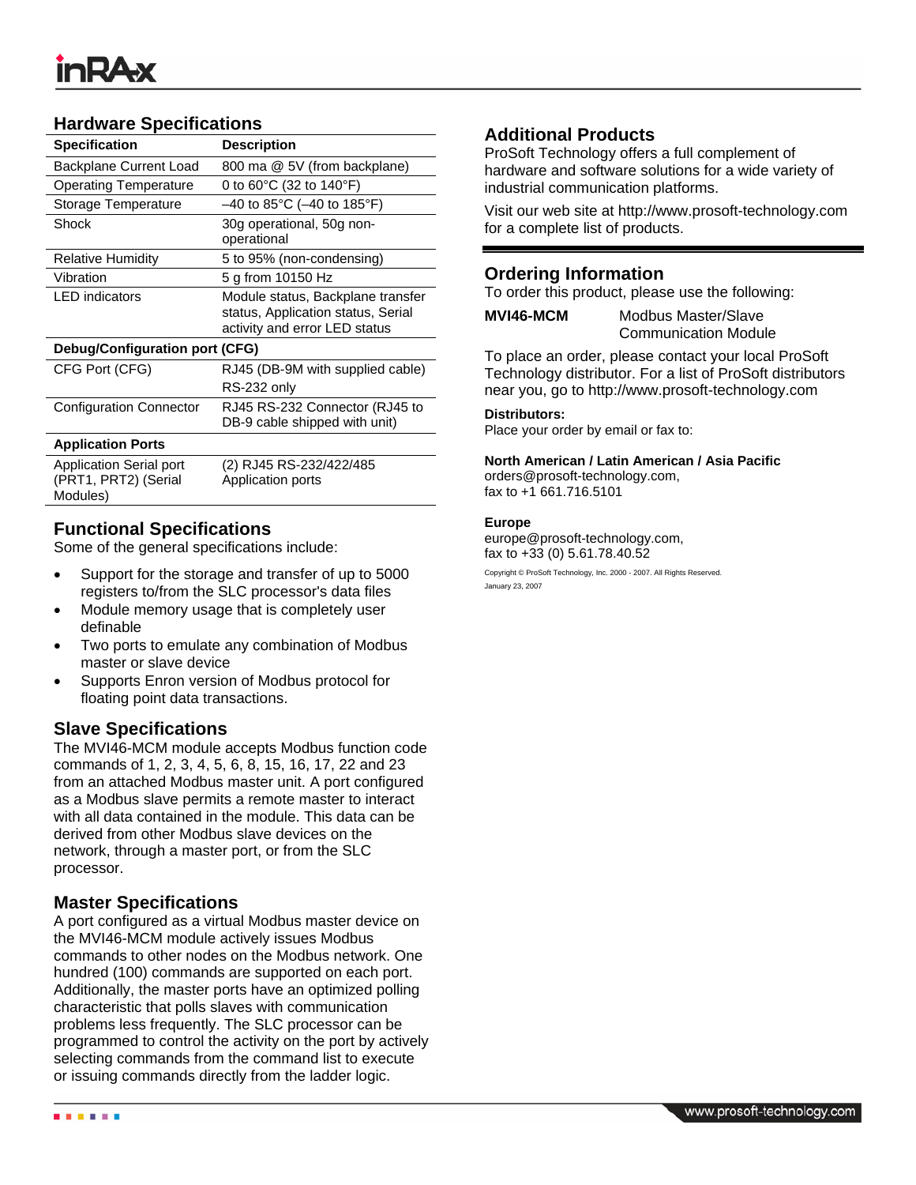## Hardware Specifications

| Specification | Description |
|---|---|
| Backplane Current Load | 800 ma @ 5V (from backplane) |
| Operating Temperature | 0 to 60°C (32 to 140°F) |
| Storage Temperature | –40 to 85°C (–40 to 185°F) |
| Shock | 30g operational, 50g non-operational |
| Relative Humidity | 5 to 95% (non-condensing) |
| Vibration | 5 g from 10150 Hz |
| LED indicators | Module status, Backplane transfer status, Application status, Serial activity and error LED status |
| **Debug/Configuration port (CFG)** | |
| CFG Port (CFG) | RJ45 (DB-9M with supplied cable) RS-232 only |
| Configuration Connector | RJ45 RS-232 Connector (RJ45 to DB-9 cable shipped with unit) |
| **Application Ports** | |
| Application Serial port (PRT1, PRT2) (Serial Modules) | (2) RJ45 RS-232/422/485 Application ports |

## Functional Specifications

Some of the general specifications include:

- Support for the storage and transfer of up to 5000 registers to/from the SLC processor's data files
- Module memory usage that is completely user definable
- Two ports to emulate any combination of Modbus master or slave device
- Supports Enron version of Modbus protocol for floating point data transactions.

## Slave Specifications

The MVI46-MCM module accepts Modbus function code commands of 1, 2, 3, 4, 5, 6, 8, 15, 16, 17, 22 and 23 from an attached Modbus master unit. A port configured as a Modbus slave permits a remote master to interact with all data contained in the module. This data can be derived from other Modbus slave devices on the network, through a master port, or from the SLC processor.

## Master Specifications

A port configured as a virtual Modbus master device on the MVI46-MCM module actively issues Modbus commands to other nodes on the Modbus network. One hundred (100) commands are supported on each port. Additionally, the master ports have an optimized polling characteristic that polls slaves with communication problems less frequently. The SLC processor can be programmed to control the activity on the port by actively selecting commands from the command list to execute or issuing commands directly from the ladder logic.

## Additional Products

ProSoft Technology offers a full complement of hardware and software solutions for a wide variety of industrial communication platforms.

Visit our web site at http://www.prosoft-technology.com for a complete list of products.

## Ordering Information

To order this product, please use the following:

**MVI46-MCM** Modbus Master/Slave Communication Module

To place an order, please contact your local ProSoft Technology distributor. For a list of ProSoft distributors near you, go to http://www.prosoft-technology.com

**Distributors:**

Place your order by email or fax to:

**North American / Latin American / Asia Pacific**

orders@prosoft-technology.com,
fax to +1 661.716.5101

**Europe**

europe@prosoft-technology.com,
fax to +33 (0) 5.61.78.40.52

Copyright © ProSoft Technology, Inc. 2000 - 2007. All Rights Reserved.

January 23, 2007